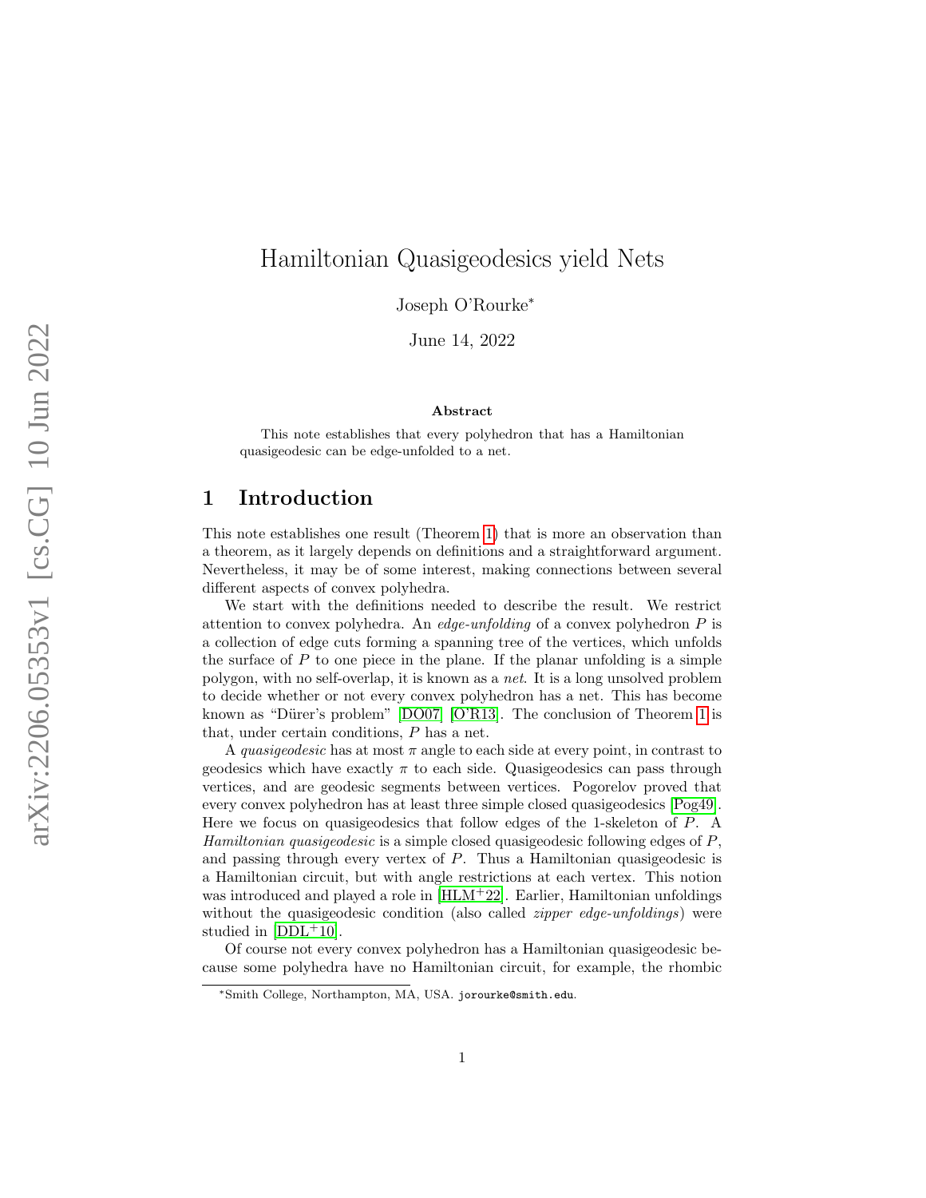# Hamiltonian Quasigeodesics yield Nets

Joseph O'Rourke*

June 14, 2022

### Abstract

This note establishes that every polyhedron that has a Hamiltonian quasigeodesic can be edge-unfolded to a net.

## 1 Introduction

This note establishes one result (Theorem 1) that is more an observation than a theorem, as it largely depends on definitions and a straightforward argument. Nevertheless, it may be of some interest, making connections between several different aspects of convex polyhedra.

We start with the definitions needed to describe the result. We restrict attention to convex polyhedra. An *edge-unfolding* of a convex polyhedron $P$ is a collection of edge cuts forming a spanning tree of the vertices, which unfolds the surface of $P$ to one piece in the plane. If the planar unfolding is a simple polygon, with no self-overlap, it is known as a *net*. It is a long unsolved problem to decide whether or not every convex polyhedron has a net. This has become known as "Dürer's problem" [DO07] [O'R13]. The conclusion of Theorem 1 is that, under certain conditions, $P$ has a net.

A *quasigeodesic* has at most $\pi$ angle to each side at every point, in contrast to geodesics which have exactly $\pi$ to each side. Quasigeodesics can pass through vertices, and are geodesic segments between vertices. Pogorelov proved that every convex polyhedron has at least three simple closed quasigeodesics [Pog49]. Here we focus on quasigeodesics that follow edges of the 1-skeleton of $P$. A *Hamiltonian quasigeodesic* is a simple closed quasigeodesic following edges of $P$, and passing through every vertex of $P$. Thus a Hamiltonian quasigeodesic is a Hamiltonian circuit, but with angle restrictions at each vertex. This notion was introduced and played a role in [HLM+22]. Earlier, Hamiltonian unfoldings without the quasigeodesic condition (also called *zipper edge-unfoldings*) were studied in [DDL+10].

Of course not every convex polyhedron has a Hamiltonian quasigeodesic because some polyhedra have no Hamiltonian circuit, for example, the rhombic

*Smith College, Northampton, MA, USA. jorourke@smith.edu.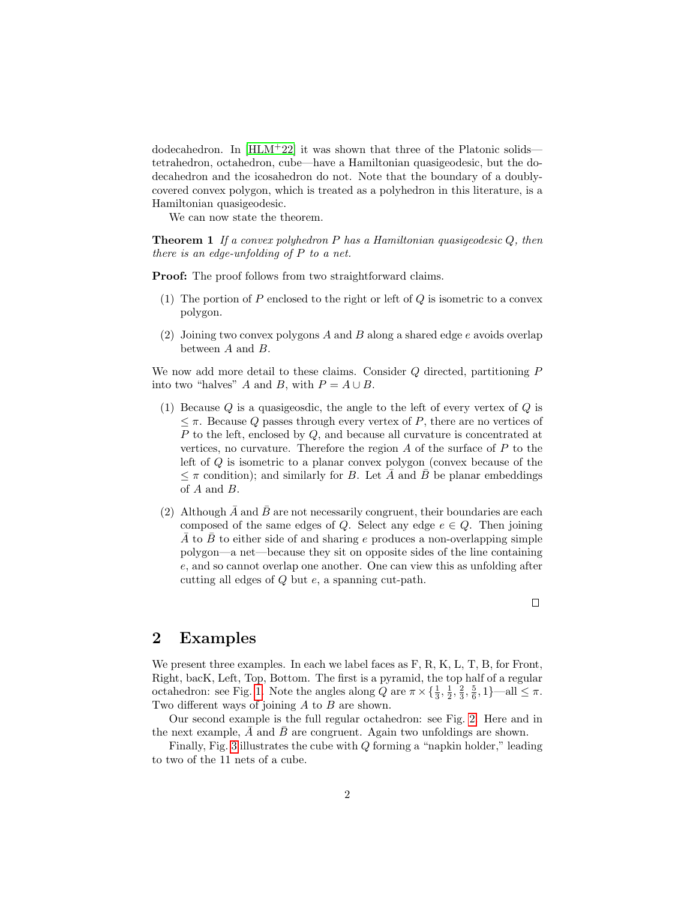dodecahedron. In [HLM+22] it was shown that three of the Platonic solids—tetrahedron, octahedron, cube—have a Hamiltonian quasigeodesic, but the dodecahedron and the icosahedron do not. Note that the boundary of a doubly-covered convex polygon, which is treated as a polyhedron in this literature, is a Hamiltonian quasigeodesic.

We can now state the theorem.

**Theorem 1** *If a convex polyhedron $P$ has a Hamiltonian quasigeodesic $Q$, then there is an edge-unfolding of $P$ to a net.*

**Proof:** The proof follows from two straightforward claims.

(1) The portion of $P$ enclosed to the right or left of $Q$ is isometric to a convex polygon.

(2) Joining two convex polygons $A$ and $B$ along a shared edge $e$ avoids overlap between $A$ and $B$.

We now add more detail to these claims. Consider $Q$ directed, partitioning $P$ into two "halves" $A$ and $B$, with $P = A \cup B$.

(1) Because $Q$ is a quasigeosdic, the angle to the left of every vertex of $Q$ is $\leq \pi$. Because $Q$ passes through every vertex of $P$, there are no vertices of $P$ to the left, enclosed by $Q$, and because all curvature is concentrated at vertices, no curvature. Therefore the region $A$ of the surface of $P$ to the left of $Q$ is isometric to a planar convex polygon (convex because of the $\leq \pi$ condition); and similarly for $B$. Let $\bar{A}$ and $\bar{B}$ be planar embeddings of $A$ and $B$.

(2) Although $\bar{A}$ and $\bar{B}$ are not necessarily congruent, their boundaries are each composed of the same edges of $Q$. Select any edge $e \in Q$. Then joining $\bar{A}$ to $\bar{B}$ to either side of and sharing $e$ produces a non-overlapping simple polygon—a net—because they sit on opposite sides of the line containing $e$, and so cannot overlap one another. One can view this as unfolding after cutting all edges of $Q$ but $e$, a spanning cut-path.

□

## 2 Examples

We present three examples. In each we label faces as F, R, K, L, T, B, for Front, Right, bacK, Left, Top, Bottom. The first is a pyramid, the top half of a regular octahedron: see Fig. 1. Note the angles along $Q$ are $\pi \times \{\frac{1}{3}, \frac{1}{2}, \frac{2}{3}, \frac{5}{6}, 1\}$—all $\leq \pi$. Two different ways of joining $A$ to $B$ are shown.

Our second example is the full regular octahedron: see Fig. 2. Here and in the next example, $\bar{A}$ and $\bar{B}$ are congruent. Again two unfoldings are shown.

Finally, Fig. 3 illustrates the cube with $Q$ forming a "napkin holder," leading to two of the 11 nets of a cube.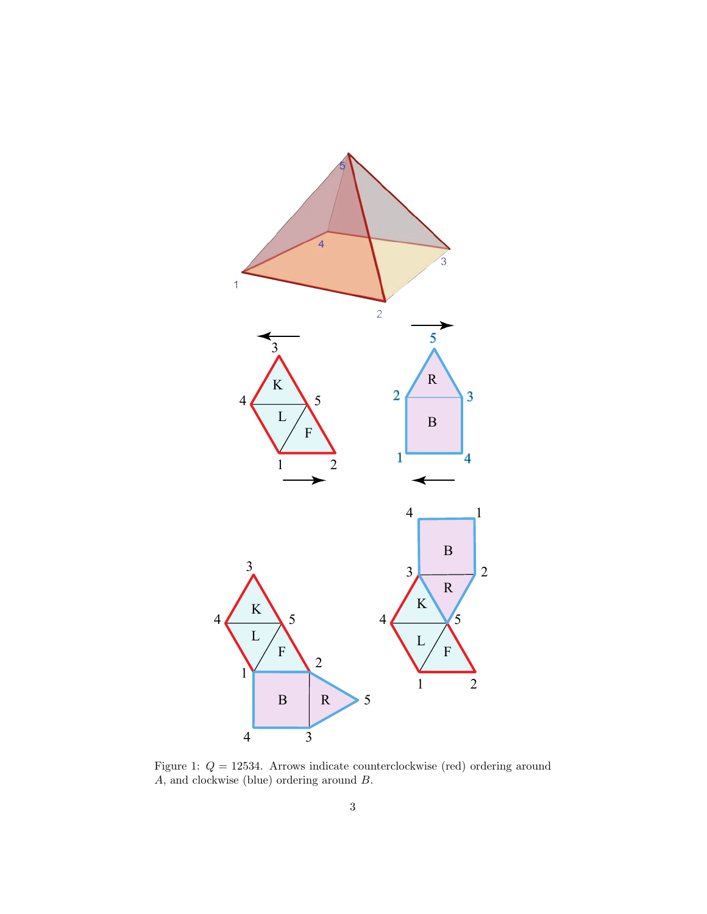Figure 1: $Q = 12534$. Arrows indicate counterclockwise (red) ordering around $A$, and clockwise (blue) ordering around $B$.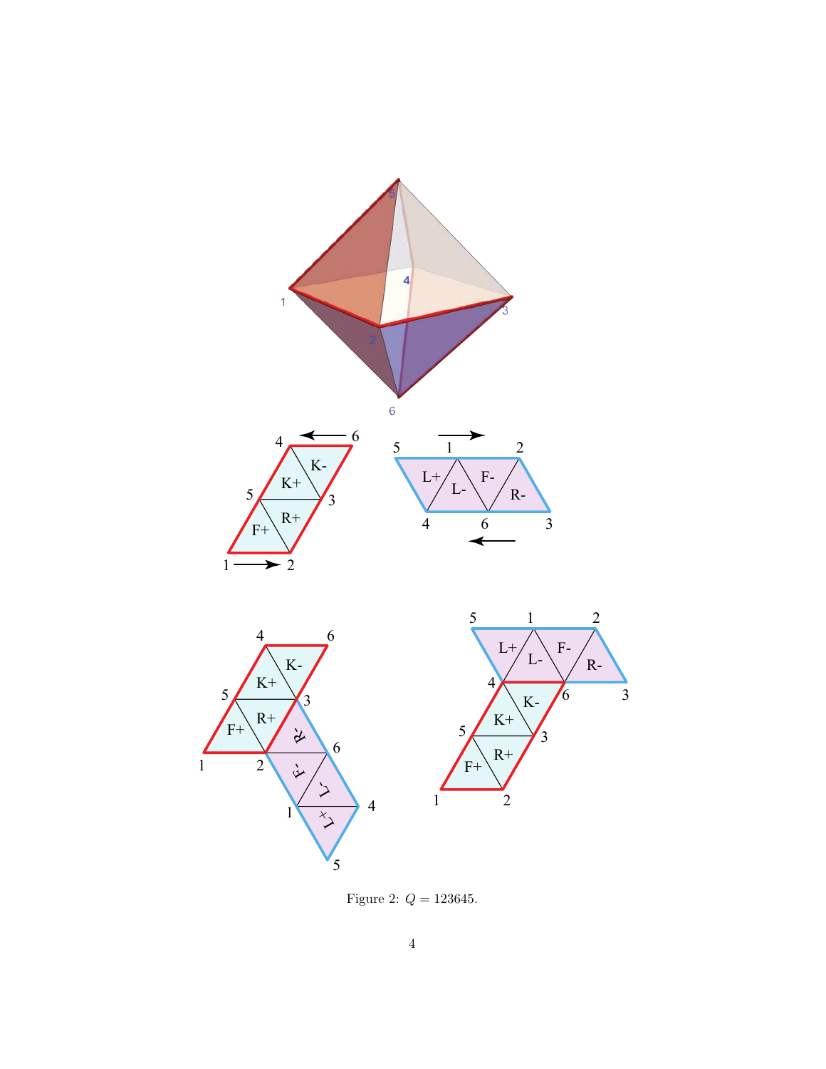Figure 2: $Q = 123645$.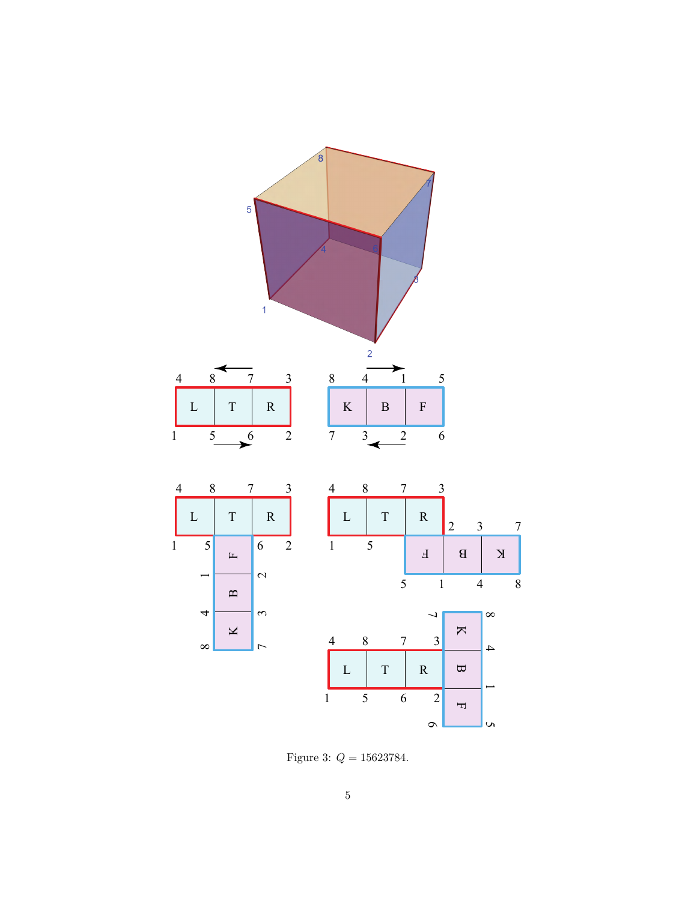Figure 3: $Q = 15623784$.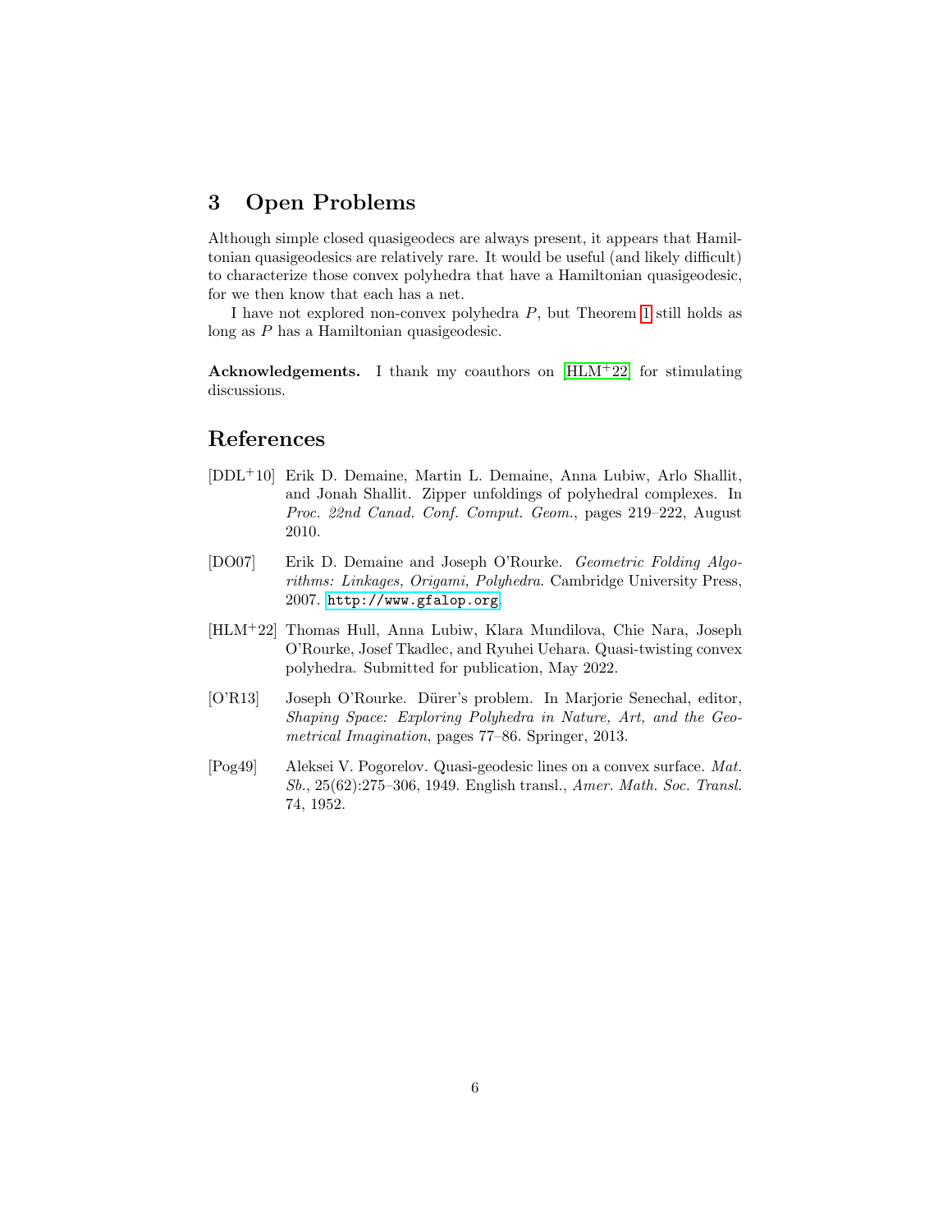## 3 Open Problems

Although simple closed quasigeodecs are always present, it appears that Hamiltonian quasigeodesics are relatively rare. It would be useful (and likely difficult) to characterize those convex polyhedra that have a Hamiltonian quasigeodesic, for we then know that each has a net.

I have not explored non-convex polyhedra $P$, but Theorem 1 still holds as long as $P$ has a Hamiltonian quasigeodesic.

**Acknowledgements.** I thank my coauthors on [HLM+22] for stimulating discussions.

## References

[DDL+10] Erik D. Demaine, Martin L. Demaine, Anna Lubiw, Arlo Shallit, and Jonah Shallit. Zipper unfoldings of polyhedral complexes. In *Proc. 22nd Canad. Conf. Comput. Geom.*, pages 219–222, August 2010.

[DO07] Erik D. Demaine and Joseph O'Rourke. *Geometric Folding Algorithms: Linkages, Origami, Polyhedra*. Cambridge University Press, 2007. http://www.gfalop.org.

[HLM+22] Thomas Hull, Anna Lubiw, Klara Mundilova, Chie Nara, Joseph O'Rourke, Josef Tkadlec, and Ryuhei Uehara. Quasi-twisting convex polyhedra. Submitted for publication, May 2022.

[O'R13] Joseph O'Rourke. Dürer's problem. In Marjorie Senechal, editor, *Shaping Space: Exploring Polyhedra in Nature, Art, and the Geometrical Imagination*, pages 77–86. Springer, 2013.

[Pog49] Aleksei V. Pogorelov. Quasi-geodesic lines on a convex surface. *Mat. Sb.*, 25(62):275–306, 1949. English transl., *Amer. Math. Soc. Transl.* 74, 1952.